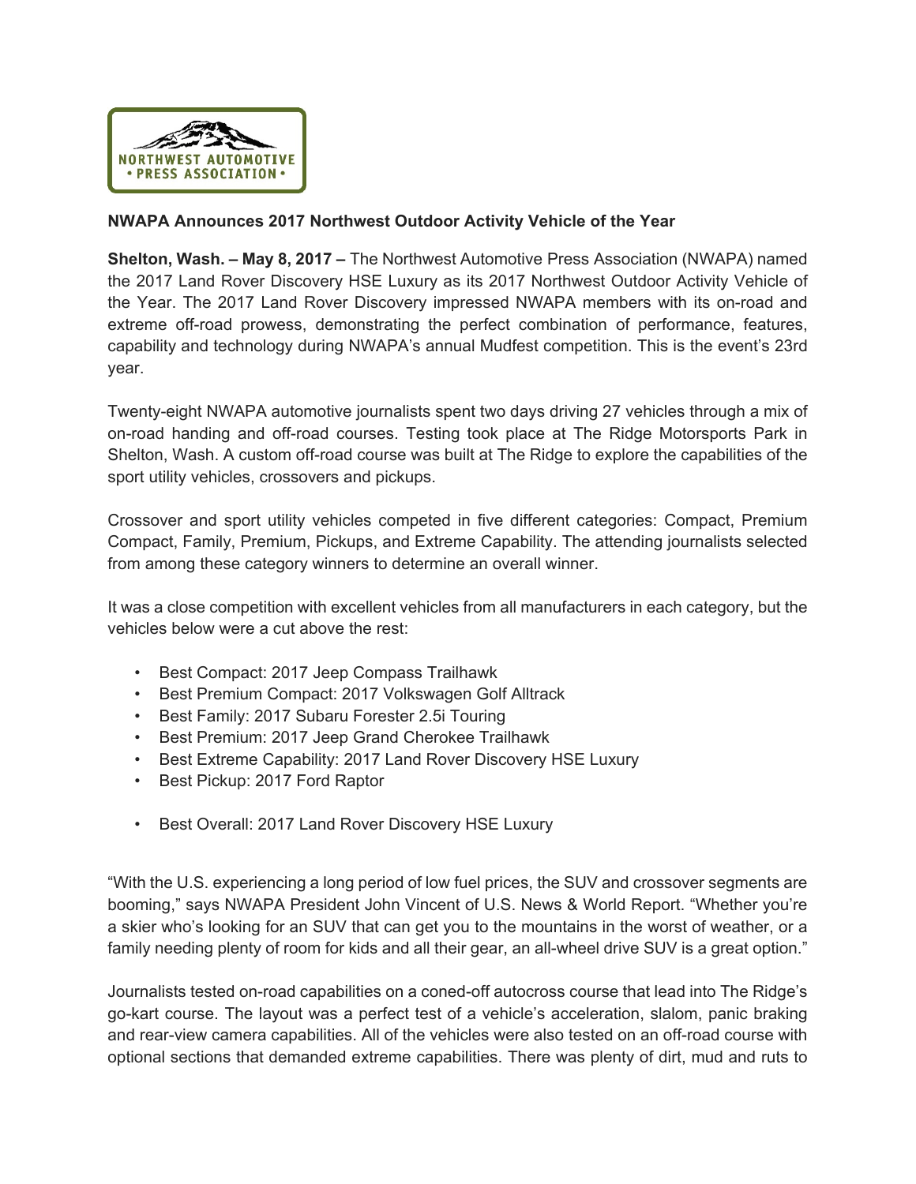NORTHWEST AUTOMOTIVE
• PRESS ASSOCIATION •

**NWAPA Announces 2017 Northwest Outdoor Activity Vehicle of the Year**

**Shelton, Wash. – May 8, 2017 –** The Northwest Automotive Press Association (NWAPA) named the 2017 Land Rover Discovery HSE Luxury as its 2017 Northwest Outdoor Activity Vehicle of the Year. The 2017 Land Rover Discovery impressed NWAPA members with its on-road and extreme off-road prowess, demonstrating the perfect combination of performance, features, capability and technology during NWAPA's annual Mudfest competition. This is the event's 23rd year.

Twenty-eight NWAPA automotive journalists spent two days driving 27 vehicles through a mix of on-road handing and off-road courses. Testing took place at The Ridge Motorsports Park in Shelton, Wash. A custom off-road course was built at The Ridge to explore the capabilities of the sport utility vehicles, crossovers and pickups.

Crossover and sport utility vehicles competed in five different categories: Compact, Premium Compact, Family, Premium, Pickups, and Extreme Capability. The attending journalists selected from among these category winners to determine an overall winner.

It was a close competition with excellent vehicles from all manufacturers in each category, but the vehicles below were a cut above the rest:

- Best Compact: 2017 Jeep Compass Trailhawk
- Best Premium Compact: 2017 Volkswagen Golf Alltrack
- Best Family: 2017 Subaru Forester 2.5i Touring
- Best Premium: 2017 Jeep Grand Cherokee Trailhawk
- Best Extreme Capability: 2017 Land Rover Discovery HSE Luxury
- Best Pickup: 2017 Ford Raptor

- Best Overall: 2017 Land Rover Discovery HSE Luxury

"With the U.S. experiencing a long period of low fuel prices, the SUV and crossover segments are booming," says NWAPA President John Vincent of U.S. News & World Report. "Whether you're a skier who's looking for an SUV that can get you to the mountains in the worst of weather, or a family needing plenty of room for kids and all their gear, an all-wheel drive SUV is a great option."

Journalists tested on-road capabilities on a coned-off autocross course that lead into The Ridge's go-kart course. The layout was a perfect test of a vehicle's acceleration, slalom, panic braking and rear-view camera capabilities. All of the vehicles were also tested on an off-road course with optional sections that demanded extreme capabilities. There was plenty of dirt, mud and ruts to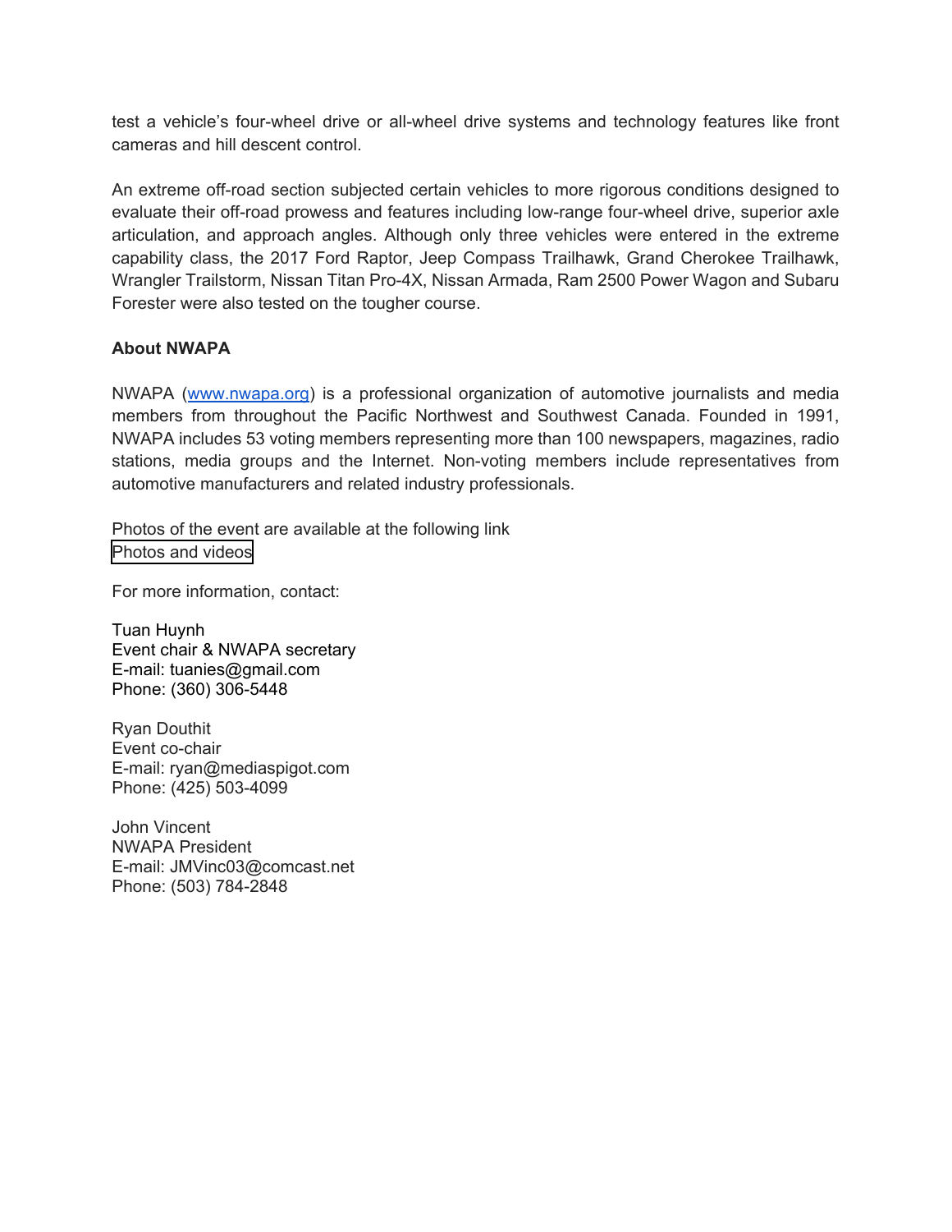test a vehicle’s four-wheel drive or all-wheel drive systems and technology features like front cameras and hill descent control.

An extreme off-road section subjected certain vehicles to more rigorous conditions designed to evaluate their off-road prowess and features including low-range four-wheel drive, superior axle articulation, and approach angles. Although only three vehicles were entered in the extreme capability class, the 2017 Ford Raptor, Jeep Compass Trailhawk, Grand Cherokee Trailhawk, Wrangler Trailstorm, Nissan Titan Pro-4X, Nissan Armada, Ram 2500 Power Wagon and Subaru Forester were also tested on the tougher course.

**About NWAPA**

NWAPA (www.nwapa.org) is a professional organization of automotive journalists and media members from throughout the Pacific Northwest and Southwest Canada. Founded in 1991, NWAPA includes 53 voting members representing more than 100 newspapers, magazines, radio stations, media groups and the Internet. Non-voting members include representatives from automotive manufacturers and related industry professionals.

Photos of the event are available at the following link
Photos and videos

For more information, contact:

Tuan Huynh
Event chair & NWAPA secretary
E-mail: tuanies@gmail.com
Phone: (360) 306-5448

Ryan Douthit
Event co-chair
E-mail: ryan@mediaspigot.com
Phone: (425) 503-4099

John Vincent
NWAPA President
E-mail: JMVinc03@comcast.net
Phone: (503) 784-2848